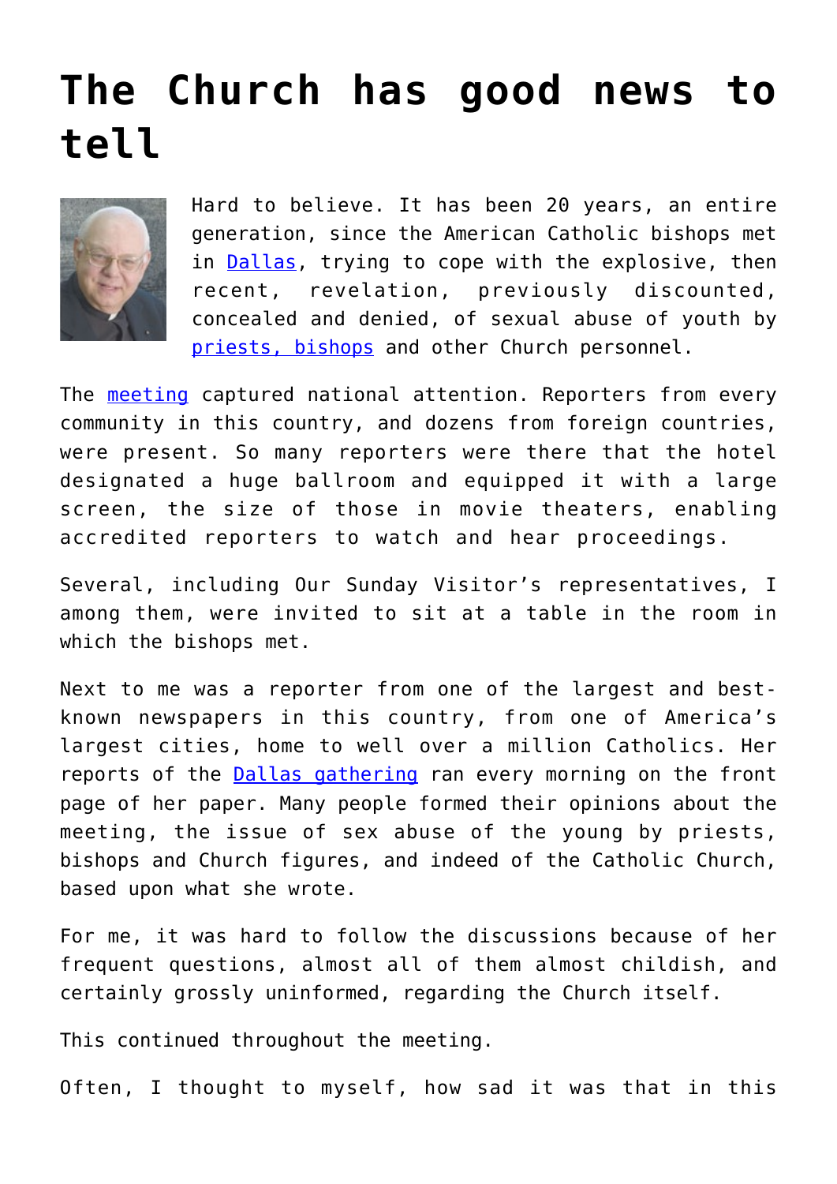# The Church has good news to tell

Hard to believe. It has been 20 years, an entire generation, since the American Catholic bishops met in Dallas, trying to cope with the explosive, then recent, revelation, previously discounted, concealed and denied, of sexual abuse of youth by priests, bishops and other Church personnel.

The meeting captured national attention. Reporters from every community in this country, and dozens from foreign countries, were present. So many reporters were there that the hotel designated a huge ballroom and equipped it with a large screen, the size of those in movie theaters, enabling accredited reporters to watch and hear proceedings.

Several, including Our Sunday Visitor's representatives, I among them, were invited to sit at a table in the room in which the bishops met.

Next to me was a reporter from one of the largest and best-known newspapers in this country, from one of America's largest cities, home to well over a million Catholics. Her reports of the Dallas gathering ran every morning on the front page of her paper. Many people formed their opinions about the meeting, the issue of sex abuse of the young by priests, bishops and Church figures, and indeed of the Catholic Church, based upon what she wrote.

For me, it was hard to follow the discussions because of her frequent questions, almost all of them almost childish, and certainly grossly uninformed, regarding the Church itself.

This continued throughout the meeting.

Often, I thought to myself, how sad it was that in this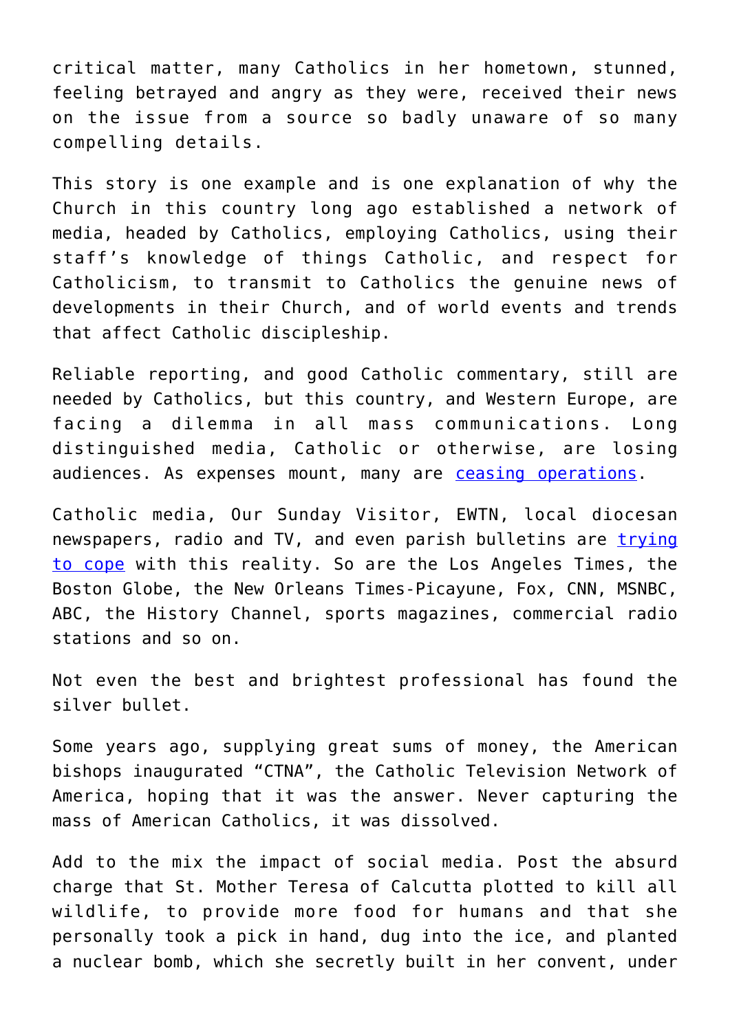critical matter, many Catholics in her hometown, stunned, feeling betrayed and angry as they were, received their news on the issue from a source so badly unaware of so many compelling details.

This story is one example and is one explanation of why the Church in this country long ago established a network of media, headed by Catholics, employing Catholics, using their staff's knowledge of things Catholic, and respect for Catholicism, to transmit to Catholics the genuine news of developments in their Church, and of world events and trends that affect Catholic discipleship.

Reliable reporting, and good Catholic commentary, still are needed by Catholics, but this country, and Western Europe, are facing a dilemma in all mass communications. Long distinguished media, Catholic or otherwise, are losing audiences. As expenses mount, many are ceasing operations.

Catholic media, Our Sunday Visitor, EWTN, local diocesan newspapers, radio and TV, and even parish bulletins are trying to cope with this reality. So are the Los Angeles Times, the Boston Globe, the New Orleans Times-Picayune, Fox, CNN, MSNBC, ABC, the History Channel, sports magazines, commercial radio stations and so on.

Not even the best and brightest professional has found the silver bullet.

Some years ago, supplying great sums of money, the American bishops inaugurated "CTNA", the Catholic Television Network of America, hoping that it was the answer. Never capturing the mass of American Catholics, it was dissolved.

Add to the mix the impact of social media. Post the absurd charge that St. Mother Teresa of Calcutta plotted to kill all wildlife, to provide more food for humans and that she personally took a pick in hand, dug into the ice, and planted a nuclear bomb, which she secretly built in her convent, under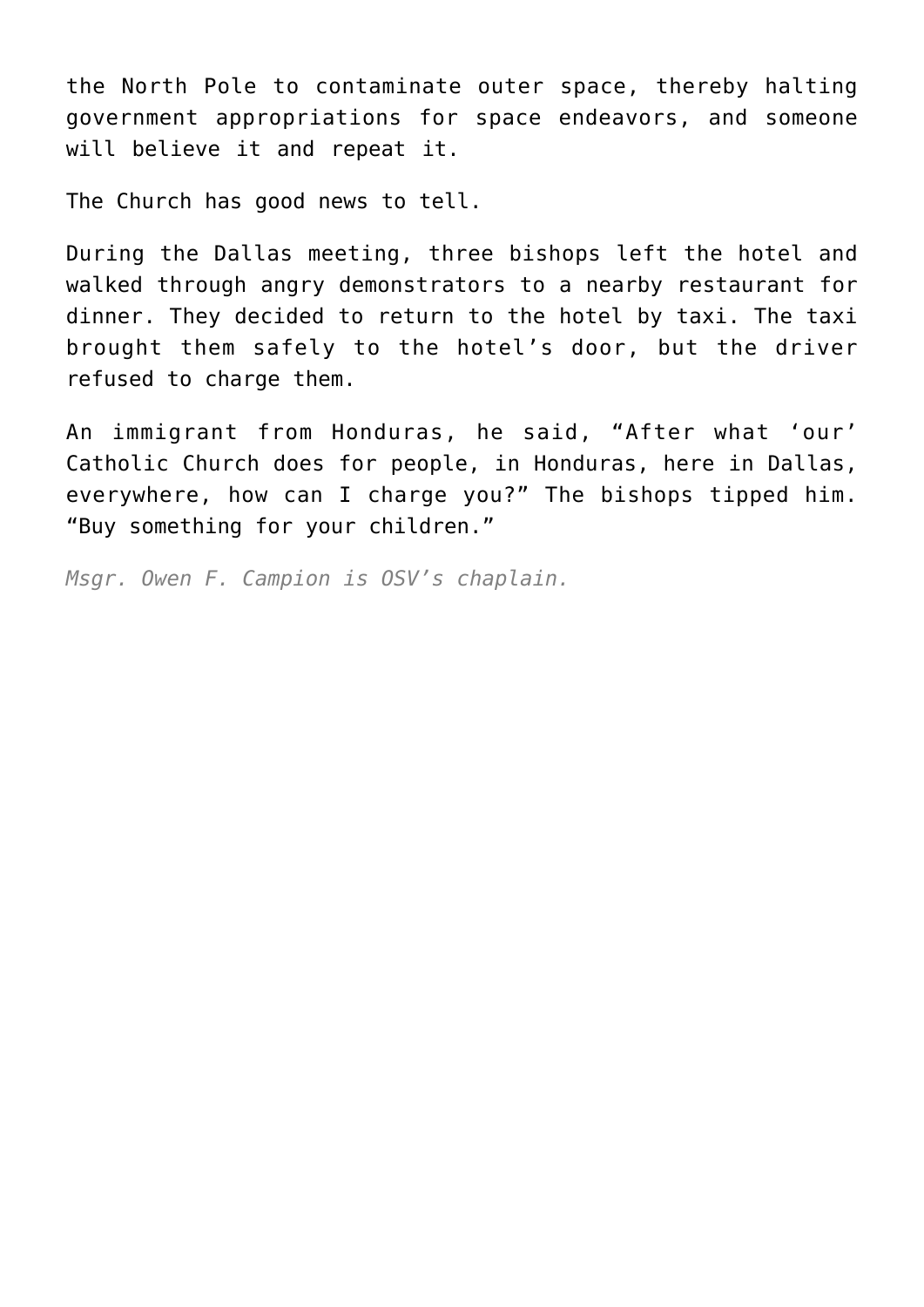the North Pole to contaminate outer space, thereby halting government appropriations for space endeavors, and someone will believe it and repeat it.

The Church has good news to tell.

During the Dallas meeting, three bishops left the hotel and walked through angry demonstrators to a nearby restaurant for dinner. They decided to return to the hotel by taxi. The taxi brought them safely to the hotel's door, but the driver refused to charge them.

An immigrant from Honduras, he said, "After what 'our' Catholic Church does for people, in Honduras, here in Dallas, everywhere, how can I charge you?" The bishops tipped him. "Buy something for your children."

*Msgr. Owen F. Campion is OSV's chaplain.*